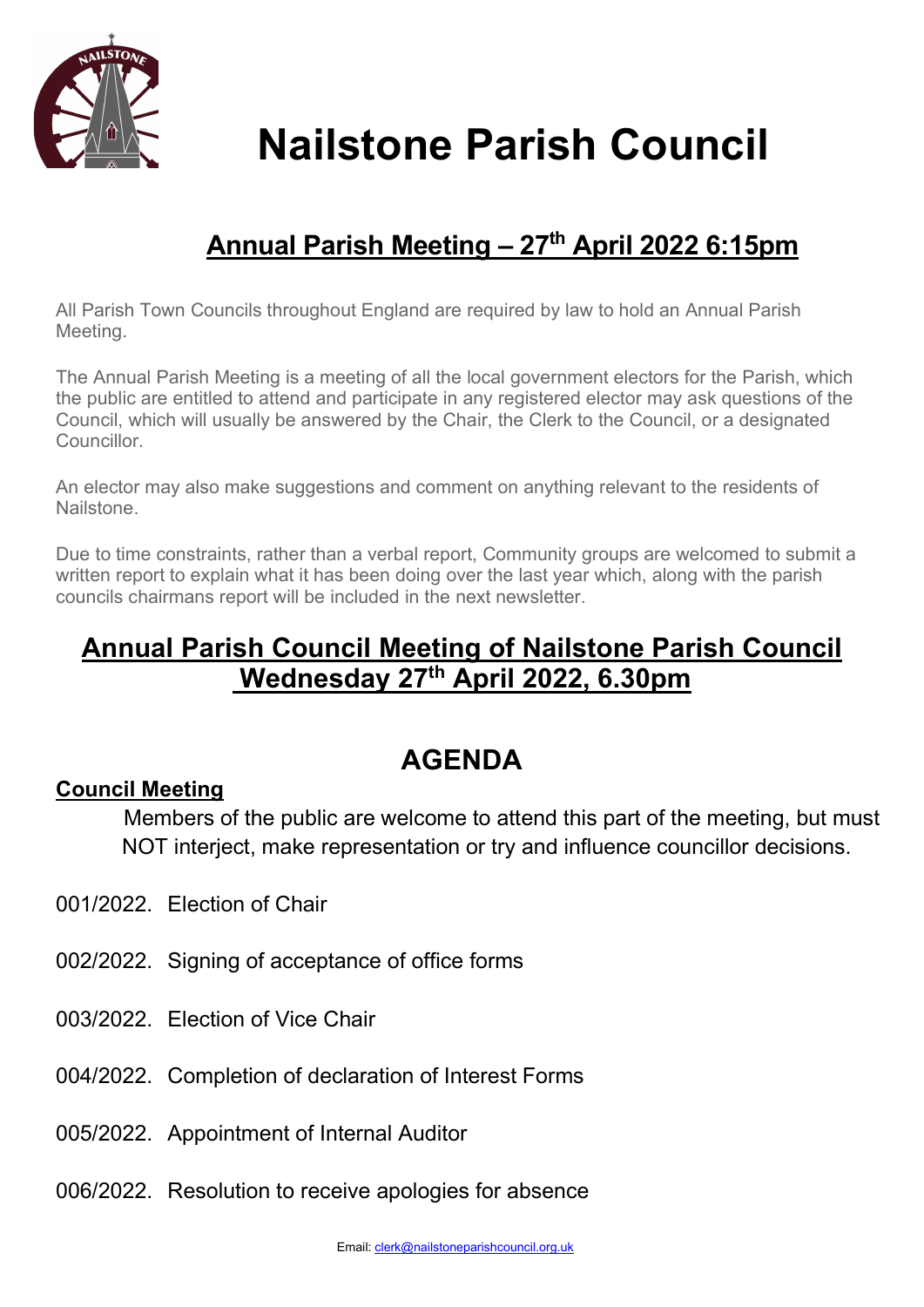# Nailstone Parish Council

## Annual Parish Meeting – 27th April 2022 6:15pm

All Parish Town Councils throughout England are required by law to hold an Annual Parish Meeting.

The Annual Parish Meeting is a meeting of all the local government electors for the Parish, which the public are entitled to attend and participate in any registered elector may ask questions of the Council, which will usually be answered by the Chair, the Clerk to the Council, or a designated Councillor.

An elector may also make suggestions and comment on anything relevant to the residents of Nailstone.

Due to time constraints, rather than a verbal report, Community groups are welcomed to submit a written report to explain what it has been doing over the last year which, along with the parish councils chairmans report will be included in the next newsletter.

## Annual Parish Council Meeting of Nailstone Parish Council Wednesday 27th April 2022, 6.30pm

## AGENDA

**Council Meeting**

Members of the public are welcome to attend this part of the meeting, but must NOT interject, make representation or try and influence councillor decisions.

001/2022. Election of Chair

002/2022. Signing of acceptance of office forms

003/2022. Election of Vice Chair

004/2022. Completion of declaration of Interest Forms

005/2022. Appointment of Internal Auditor

006/2022. Resolution to receive apologies for absence

Email: clerk@nailstoneparishcouncil.org.uk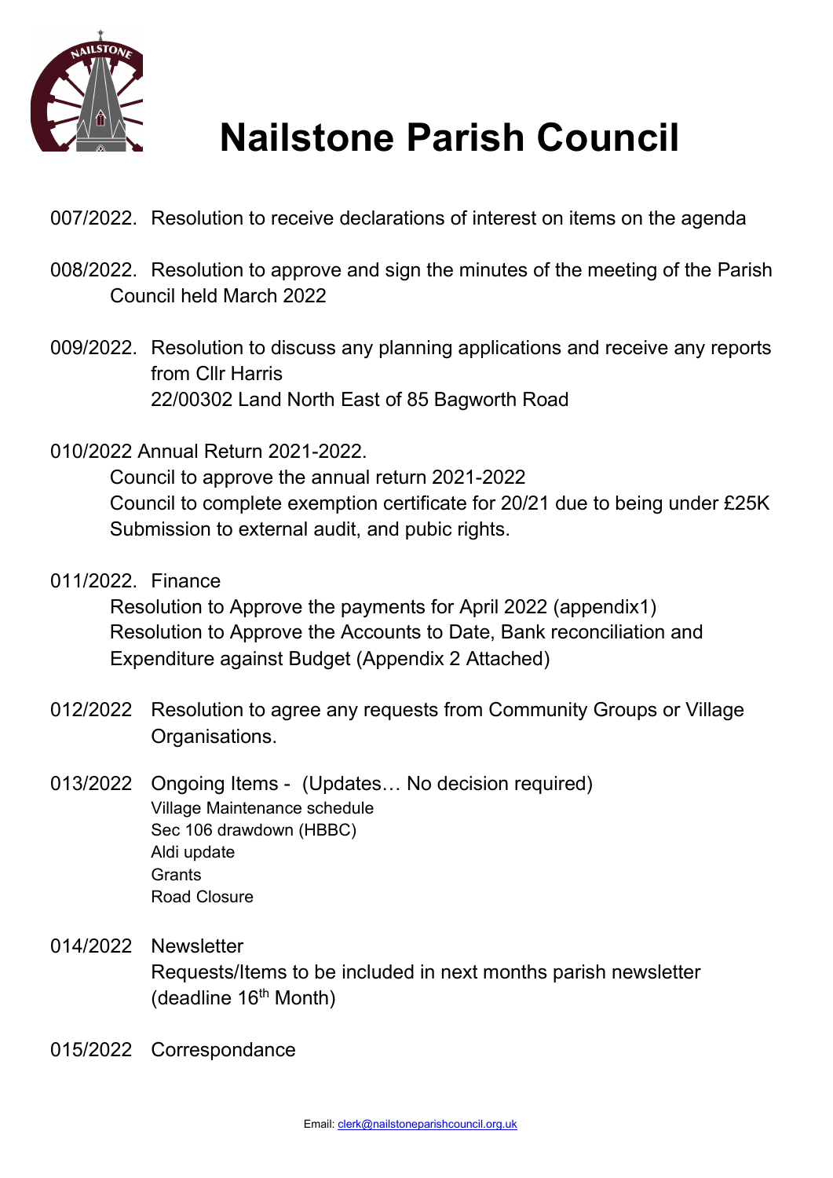# Nailstone Parish Council

007/2022. Resolution to receive declarations of interest on items on the agenda

008/2022. Resolution to approve and sign the minutes of the meeting of the Parish Council held March 2022

009/2022. Resolution to discuss any planning applications and receive any reports from Cllr Harris
22/00302 Land North East of 85 Bagworth Road

010/2022 Annual Return 2021-2022.
Council to approve the annual return 2021-2022
Council to complete exemption certificate for 20/21 due to being under £25K
Submission to external audit, and pubic rights.

011/2022. Finance
Resolution to Approve the payments for April 2022 (appendix1)
Resolution to Approve the Accounts to Date, Bank reconciliation and Expenditure against Budget (Appendix 2 Attached)

012/2022 Resolution to agree any requests from Community Groups or Village Organisations.

013/2022 Ongoing Items - (Updates… No decision required)
Village Maintenance schedule
Sec 106 drawdown (HBBC)
Aldi update
Grants
Road Closure

014/2022 Newsletter
Requests/Items to be included in next months parish newsletter (deadline 16th Month)

015/2022 Correspondance

Email: clerk@nailstoneparishcouncil.org.uk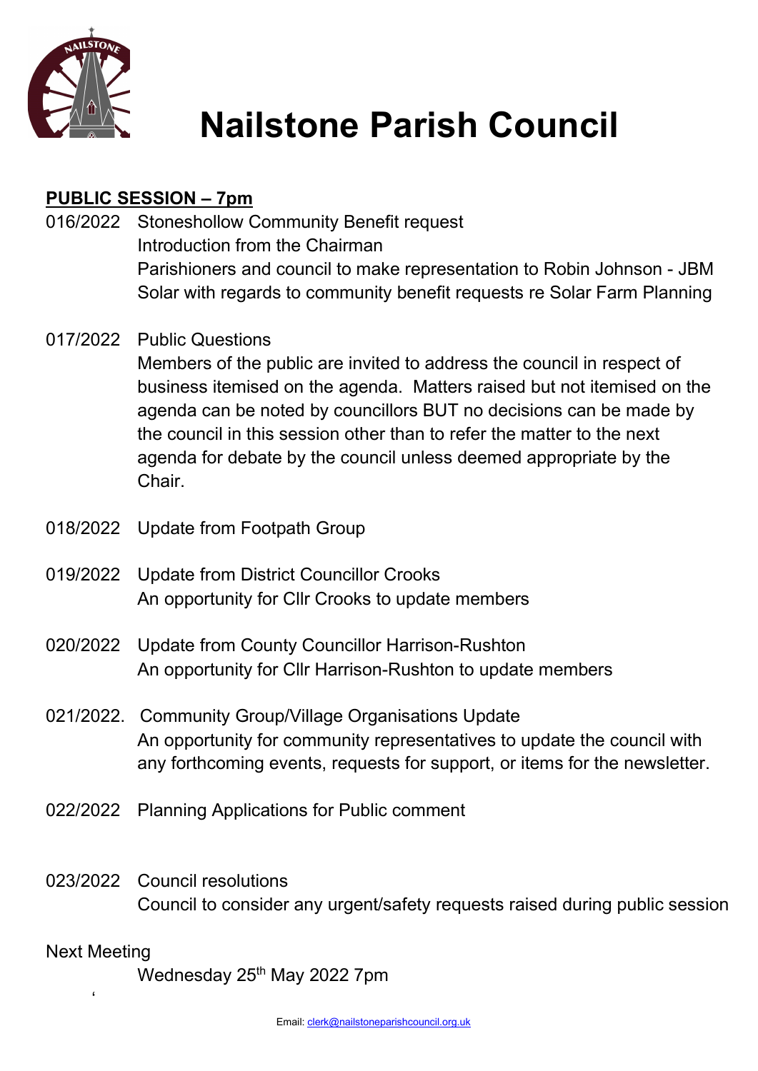# Nailstone Parish Council

**PUBLIC SESSION – 7pm**

016/2022 Stoneshollow Community Benefit request
Introduction from the Chairman
Parishioners and council to make representation to Robin Johnson - JBM Solar with regards to community benefit requests re Solar Farm Planning

017/2022 Public Questions
Members of the public are invited to address the council in respect of business itemised on the agenda. Matters raised but not itemised on the agenda can be noted by councillors BUT no decisions can be made by the council in this session other than to refer the matter to the next agenda for debate by the council unless deemed appropriate by the Chair.

018/2022 Update from Footpath Group

019/2022 Update from District Councillor Crooks
An opportunity for Cllr Crooks to update members

020/2022 Update from County Councillor Harrison-Rushton
An opportunity for Cllr Harrison-Rushton to update members

021/2022. Community Group/Village Organisations Update
An opportunity for community representatives to update the council with any forthcoming events, requests for support, or items for the newsletter.

022/2022 Planning Applications for Public comment

023/2022 Council resolutions
Council to consider any urgent/safety requests raised during public session

Next Meeting
Wednesday 25th May 2022 7pm

Email: clerk@nailstoneparishcouncil.org.uk